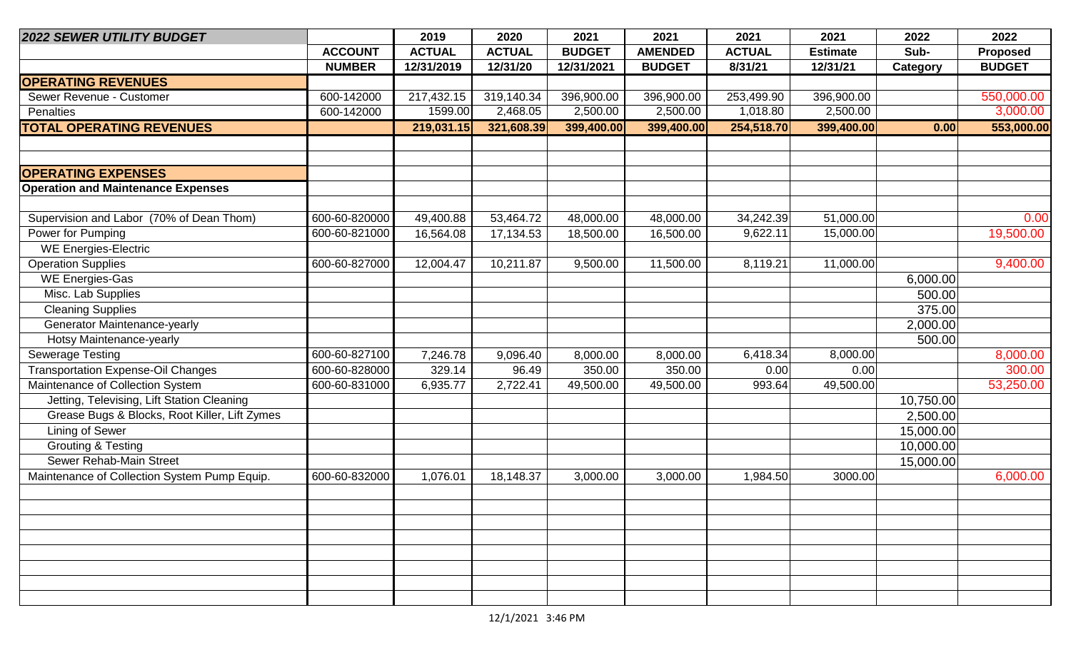| 2022 SEWER UTILITY BUDGET | ACCOUNT NUMBER | 2019 ACTUAL 12/31/2019 | 2020 ACTUAL 12/31/20 | 2021 BUDGET 12/31/2021 | 2021 AMENDED BUDGET | 2021 ACTUAL 8/31/21 | 2021 Estimate 12/31/21 | 2022 Sub-Category | 2022 Proposed BUDGET |
|---|---|---|---|---|---|---|---|---|---|
| **OPERATING REVENUES** | | | | | | | | | |
| Sewer Revenue - Customer | 600-142000 | 217,432.15 | 319,140.34 | 396,900.00 | 396,900.00 | 253,499.90 | 396,900.00 | | 550,000.00 |
| Penalties | 600-142000 | 1599.00 | 2,468.05 | 2,500.00 | 2,500.00 | 1,018.80 | 2,500.00 | | 3,000.00 |
| **TOTAL OPERATING REVENUES** | | **219,031.15** | **321,608.39** | **399,400.00** | **399,400.00** | **254,518.70** | **399,400.00** | **0.00** | **553,000.00** |
| | | | | | | | | | |
| | | | | | | | | | |
| **OPERATING EXPENSES** | | | | | | | | | |
| **Operation and Maintenance Expenses** | | | | | | | | | |
| | | | | | | | | | |
| Supervision and Labor (70% of Dean Thom) | 600-60-820000 | 49,400.88 | 53,464.72 | 48,000.00 | 48,000.00 | 34,242.39 | 51,000.00 | | 0.00 |
| Power for Pumping | 600-60-821000 | 16,564.08 | 17,134.53 | 18,500.00 | 16,500.00 | 9,622.11 | 15,000.00 | | 19,500.00 |
| WE Energies-Electric | | | | | | | | | |
| Operation Supplies | 600-60-827000 | 12,004.47 | 10,211.87 | 9,500.00 | 11,500.00 | 8,119.21 | 11,000.00 | | 9,400.00 |
| WE Energies-Gas | | | | | | | | 6,000.00 | |
| Misc. Lab Supplies | | | | | | | | 500.00 | |
| Cleaning Supplies | | | | | | | | 375.00 | |
| Generator Maintenance-yearly | | | | | | | | 2,000.00 | |
| Hotsy Maintenance-yearly | | | | | | | | 500.00 | |
| Sewerage Testing | 600-60-827100 | 7,246.78 | 9,096.40 | 8,000.00 | 8,000.00 | 6,418.34 | 8,000.00 | | 8,000.00 |
| Transportation Expense-Oil Changes | 600-60-828000 | 329.14 | 96.49 | 350.00 | 350.00 | 0.00 | 0.00 | | 300.00 |
| Maintenance of Collection System | 600-60-831000 | 6,935.77 | 2,722.41 | 49,500.00 | 49,500.00 | 993.64 | 49,500.00 | | 53,250.00 |
| Jetting, Televising, Lift Station Cleaning | | | | | | | | 10,750.00 | |
| Grease Bugs & Blocks, Root Killer, Lift Zymes | | | | | | | | 2,500.00 | |
| Lining of Sewer | | | | | | | | 15,000.00 | |
| Grouting & Testing | | | | | | | | 10,000.00 | |
| Sewer Rehab-Main Street | | | | | | | | 15,000.00 | |
| Maintenance of Collection System Pump Equip. | 600-60-832000 | 1,076.01 | 18,148.37 | 3,000.00 | 3,000.00 | 1,984.50 | 3000.00 | | 6,000.00 |

12/1/2021 3:46 PM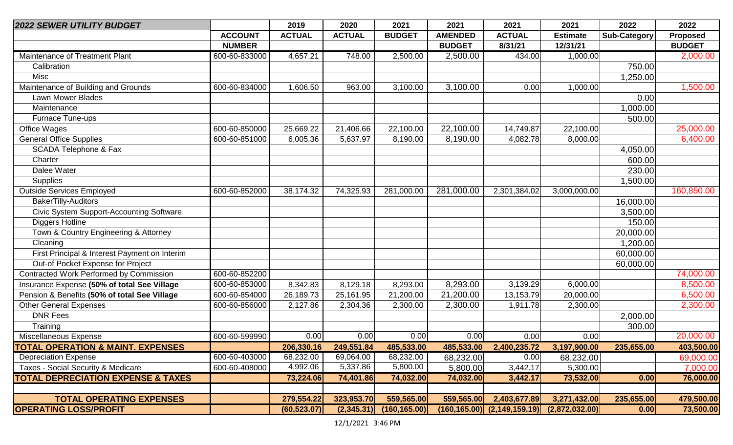| 2022 SEWER UTILITY BUDGET | ACCOUNT NUMBER | 2019 ACTUAL | 2020 ACTUAL | 2021 BUDGET | 2021 AMENDED BUDGET | 2021 ACTUAL 8/31/21 | 2021 Estimate 12/31/21 | 2022 Sub-Category | 2022 Proposed BUDGET |
|---|---|---|---|---|---|---|---|---|---|
| Maintenance of Treatment Plant | 600-60-833000 | 4,657.21 | 748.00 | 2,500.00 | 2,500.00 | 434.00 | 1,000.00 | | 2,000.00 |
| Calibration | | | | | | | | 750.00 | |
| Misc | | | | | | | | 1,250.00 | |
| Maintenance of Building and Grounds | 600-60-834000 | 1,606.50 | 963.00 | 3,100.00 | 3,100.00 | 0.00 | 1,000.00 | | 1,500.00 |
| Lawn Mower Blades | | | | | | | | 0.00 | |
| Maintenance | | | | | | | | 1,000.00 | |
| Furnace Tune-ups | | | | | | | | 500.00 | |
| Office Wages | 600-60-850000 | 25,669.22 | 21,406.66 | 22,100.00 | 22,100.00 | 14,749.87 | 22,100.00 | | 25,000.00 |
| General Office Supplies | 600-60-851000 | 6,005.36 | 5,637.97 | 8,190.00 | 8,190.00 | 4,082.78 | 8,000.00 | | 6,400.00 |
| SCADA Telephone & Fax | | | | | | | | 4,050.00 | |
| Charter | | | | | | | | 600.00 | |
| Dalee Water | | | | | | | | 230.00 | |
| Supplies | | | | | | | | 1,500.00 | |
| Outside Services Employed | 600-60-852000 | 38,174.32 | 74,325.93 | 281,000.00 | 281,000.00 | 2,301,384.02 | 3,000,000.00 | | 160,850.00 |
| BakerTilly-Auditors | | | | | | | | 16,000.00 | |
| Civic System Support-Accounting Software | | | | | | | | 3,500.00 | |
| Diggers Hotline | | | | | | | | 150.00 | |
| Town & Country Engineering & Attorney | | | | | | | | 20,000.00 | |
| Cleaning | | | | | | | | 1,200.00 | |
| First Principal & Interest Payment on Interim | | | | | | | | 60,000.00 | |
| Out-of Pocket Expense for Project | | | | | | | | 60,000.00 | |
| Contracted Work Performed by Commission | 600-60-852200 | | | | | | | | 74,000.00 |
| Insurance Expense **(50% of total See Village** | 600-60-853000 | 8,342.83 | 8,129.18 | 8,293.00 | 8,293.00 | 3,139.29 | 6,000.00 | | 8,500.00 |
| Pension & Benefits **(50% of total See Village** | 600-60-854000 | 26,189.73 | 25,161.95 | 21,200.00 | 21,200.00 | 13,153.79 | 20,000.00 | | 6,500.00 |
| Other General Expenses | 600-60-856000 | 2,127.86 | 2,304.36 | 2,300.00 | 2,300.00 | 1,911.78 | 2,300.00 | | 2,300.00 |
| DNR Fees | | | | | | | | 2,000.00 | |
| Training | | | | | | | | 300.00 | |
| Miscellaneous Expense | 600-60-599990 | 0.00 | 0.00 | 0.00 | 0.00 | 0.00 | 0.00 | | 20,000.00 |
| **TOTAL OPERATION & MAINT. EXPENSES** | | **206,330.16** | **249,551.84** | **485,533.00** | **485,533.00** | **2,400,235.72** | **3,197,900.00** | **235,655.00** | **403,500.00** |
| Depreciation Expense | 600-60-403000 | 68,232.00 | 69,064.00 | 68,232.00 | 68,232.00 | 0.00 | 68,232.00 | | 69,000.00 |
| Taxes - Social Security & Medicare | 600-60-408000 | 4,992.06 | 5,337.86 | 5,800.00 | 5,800.00 | 3,442.17 | 5,300.00 | | 7,000.00 |
| **TOTAL DEPRECIATION EXPENSE & TAXES** | | **73,224.06** | **74,401.86** | **74,032.00** | **74,032.00** | **3,442.17** | **73,532.00** | **0.00** | **76,000.00** |
| | | | | | | | | | |
| **TOTAL OPERATING EXPENSES** | | **279,554.22** | **323,953.70** | **559,565.00** | **559,565.00** | **2,403,677.89** | **3,271,432.00** | **235,655.00** | **479,500.00** |
| **OPERATING LOSS/PROFIT** | | **(60,523.07)** | **(2,345.31)** | **(160,165.00)** | **(160,165.00)** | **(2,149,159.19)** | **(2,872,032.00)** | **0.00** | **73,500.00** |

12/1/2021 3:46 PM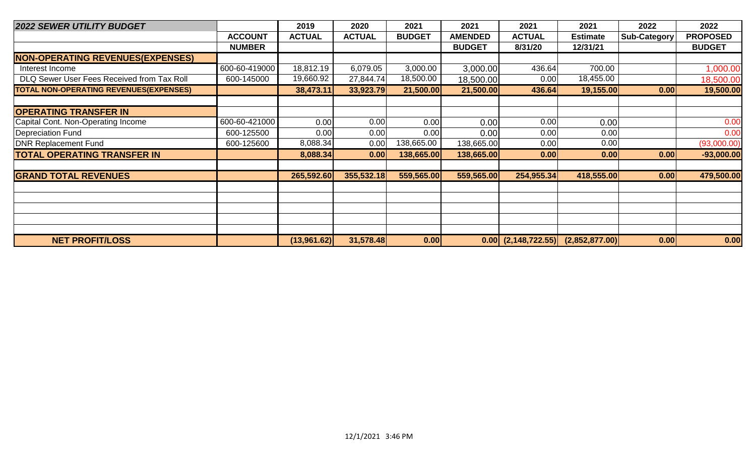| 2022 SEWER UTILITY BUDGET | | 2019 | 2020 | 2021 | 2021 | 2021 | 2021 | 2022 | 2022 |
|---|---|---|---|---|---|---|---|---|---|
| | ACCOUNT | ACTUAL | ACTUAL | BUDGET | AMENDED | ACTUAL | Estimate | Sub-Category | PROPOSED |
| | NUMBER | | | | BUDGET | 8/31/20 | 12/31/21 | | BUDGET |
| **NON-OPERATING REVENUES(EXPENSES)** | | | | | | | | | |
| Interest Income | 600-60-419000 | 18,812.19 | 6,079.05 | 3,000.00 | 3,000.00 | 436.64 | 700.00 | | 1,000.00 |
| DLQ Sewer User Fees Received from Tax Roll | 600-145000 | 19,660.92 | 27,844.74 | 18,500.00 | 18,500.00 | 0.00 | 18,455.00 | | 18,500.00 |
| **TOTAL NON-OPERATING REVENUES(EXPENSES)** | | **38,473.11** | **33,923.79** | **21,500.00** | **21,500.00** | **436.64** | **19,155.00** | **0.00** | **19,500.00** |
| | | | | | | | | | |
| **OPERATING TRANSFER IN** | | | | | | | | | |
| Capital Cont. Non-Operating Income | 600-60-421000 | 0.00 | 0.00 | 0.00 | 0.00 | 0.00 | 0.00 | | 0.00 |
| Depreciation Fund | 600-125500 | 0.00 | 0.00 | 0.00 | 0.00 | 0.00 | 0.00 | | 0.00 |
| DNR Replacement Fund | 600-125600 | 8,088.34 | 0.00 | 138,665.00 | 138,665.00 | 0.00 | 0.00 | | (93,000.00) |
| **TOTAL OPERATING TRANSFER IN** | | **8,088.34** | **0.00** | **138,665.00** | **138,665.00** | **0.00** | **0.00** | **0.00** | **-93,000.00** |
| | | | | | | | | | |
| **GRAND TOTAL REVENUES** | | **265,592.60** | **355,532.18** | **559,565.00** | **559,565.00** | **254,955.34** | **418,555.00** | **0.00** | **479,500.00** |
| | | | | | | | | | |
| **NET PROFIT/LOSS** | | **(13,961.62)** | **31,578.48** | **0.00** | **0.00** | **(2,148,722.55)** | **(2,852,877.00)** | **0.00** | **0.00** |

12/1/2021 3:46 PM